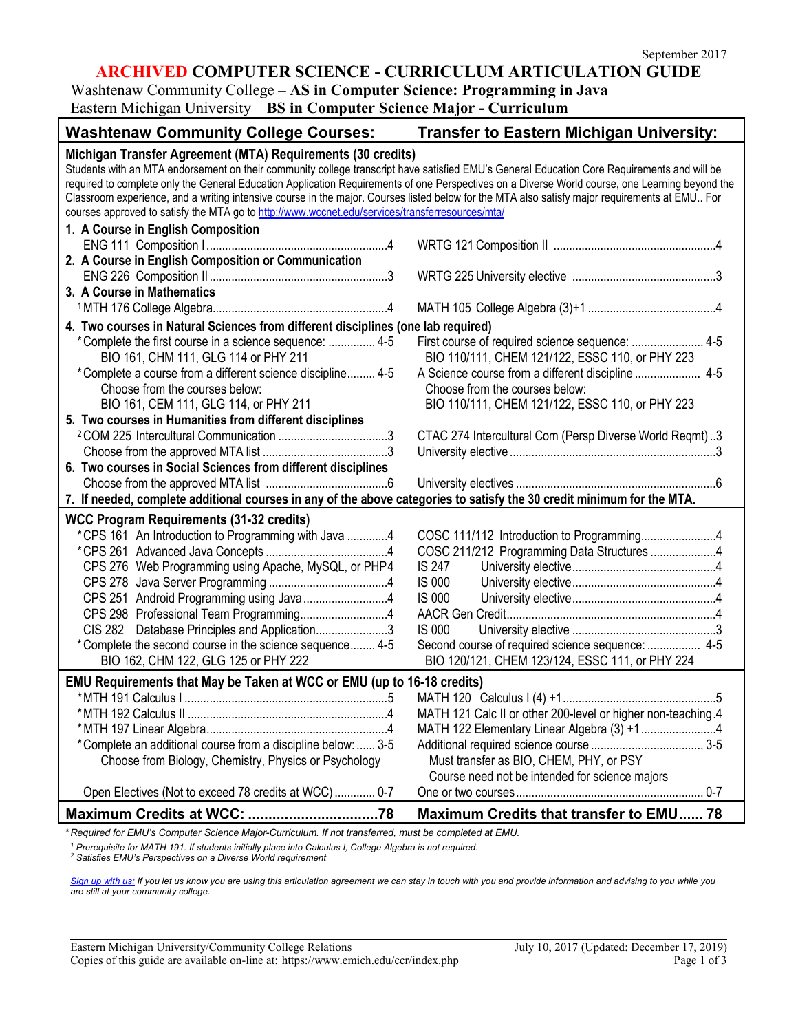September 2017

# ARCHIVED COMPUTER SCIENCE - CURRICULUM ARTICULATION GUIDE

Washtenaw Community College – **AS in Computer Science: Programming in Java**
Eastern Michigan University – **BS in Computer Science Major - Curriculum**

| Washtenaw Community College Courses: | Transfer to Eastern Michigan University: |
|---|---|
| **Michigan Transfer Agreement (MTA) Requirements (30 credits)** | |
| Students with an MTA endorsement on their community college transcript have satisfied EMU's General Education Core Requirements and will be required to complete only the General Education Application Requirements of one Perspectives on a Diverse World course, one Learning beyond the Classroom experience, and a writing intensive course in the major. Courses listed below for the MTA also satisfy major requirements at EMU.. For courses approved to satisfy the MTA go to http://www.wccnet.edu/services/transferresources/mta/ | |
| **1. A Course in English Composition** | |
| ENG 111 Composition I ....4 | WRTG 121 Composition II ....4 |
| **2. A Course in English Composition or Communication** | |
| ENG 226 Composition II ....3 | WRTG 225 University elective ....3 |
| **3. A Course in Mathematics** | |
| [1]MTH 176 College Algebra....4 | MATH 105 College Algebra (3)+1 ....4 |
| **4. Two courses in Natural Sciences from different disciplines (one lab required)** | |
| *Complete the first course in a science sequence: .... 4-5 | First course of required science sequence: .... 4-5 |
| BIO 161, CHM 111, GLG 114 or PHY 211 | BIO 110/111, CHEM 121/122, ESSC 110, or PHY 223 |
| *Complete a course from a different science discipline.... 4-5 | A Science course from a different discipline .... 4-5 |
| Choose from the courses below: | Choose from the courses below: |
| BIO 161, CEM 111, GLG 114, or PHY 211 | BIO 110/111, CHEM 121/122, ESSC 110, or PHY 223 |
| **5. Two courses in Humanities from different disciplines** | |
| [2]COM 225 Intercultural Communication ....3 | CTAC 274 Intercultural Com (Persp Diverse World Reqmt) ..3 |
| Choose from the approved MTA list ....3 | University elective ....3 |
| **6. Two courses in Social Sciences from different disciplines** | |
| Choose from the approved MTA list ....6 | University electives ....6 |
| **7. If needed, complete additional courses in any of the above categories to satisfy the 30 credit minimum for the MTA.** | |
| **WCC Program Requirements (31-32 credits)** | |
| *CPS 161 An Introduction to Programming with Java ....4 | COSC 111/112 Introduction to Programming....4 |
| *CPS 261 Advanced Java Concepts ....4 | COSC 211/212 Programming Data Structures ....4 |
| CPS 276 Web Programming using Apache, MySQL, or PHP4 | IS 247 University elective....4 |
| CPS 278 Java Server Programming ....4 | IS 000 University elective....4 |
| CPS 251 Android Programming using Java....4 | IS 000 University elective....4 |
| CPS 298 Professional Team Programming....4 | AACR Gen Credit....4 |
| CIS 282 Database Principles and Application....3 | IS 000 University elective ....3 |
| *Complete the second course in the science sequence.... 4-5 | Second course of required science sequence: .... 4-5 |
| BIO 162, CHM 122, GLG 125 or PHY 222 | BIO 120/121, CHEM 123/124, ESSC 111, or PHY 224 |
| **EMU Requirements that May be Taken at WCC or EMU (up to 16-18 credits)** | |
| *MTH 191 Calculus I ....5 | MATH 120 Calculus I (4) +1....5 |
| *MTH 192 Calculus II ....4 | MATH 121 Calc II or other 200-level or higher non-teaching.4 |
| *MTH 197 Linear Algebra....4 | MATH 122 Elementary Linear Algebra (3) +1....4 |
| *Complete an additional course from a discipline below: .... 3-5 | Additional required science course .... 3-5 |
| Choose from Biology, Chemistry, Physics or Psychology | Must transfer as BIO, CHEM, PHY, or PSY |
| | Course need not be intended for science majors |
| Open Electives (Not to exceed 78 credits at WCC) .... 0-7 | One or two courses.... 0-7 |
| **Maximum Credits at WCC: ....78** | **Maximum Credits that transfer to EMU...... 78** |

*\* Required for EMU's Computer Science Major-Curriculum. If not transferred, must be completed at EMU.*

*[1] Prerequisite for MATH 191. If students initially place into Calculus I, College Algebra is not required.*
*[2] Satisfies EMU's Perspectives on a Diverse World requirement*

*Sign up with us: If you let us know you are using this articulation agreement we can stay in touch with you and provide information and advising to you while you are still at your community college.*

Eastern Michigan University/Community College Relations — July 10, 2017 (Updated: December 17, 2019)
Copies of this guide are available on-line at: https://www.emich.edu/ccr/index.php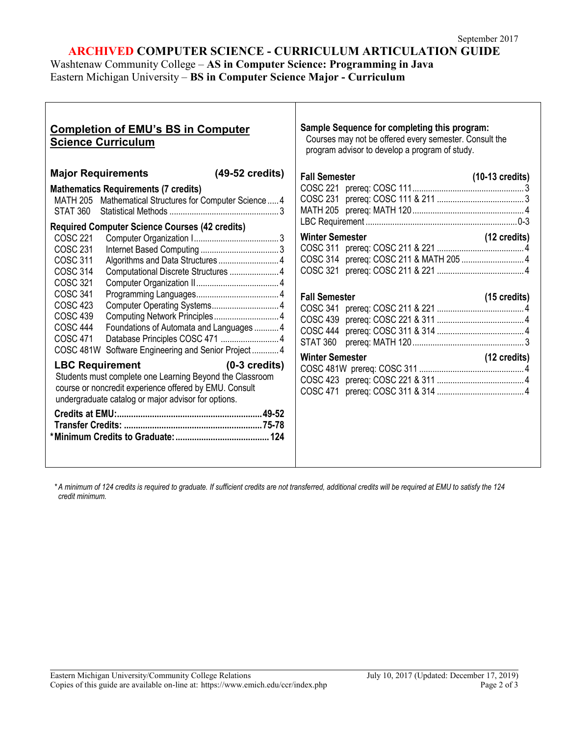September 2017

# ARCHIVED COMPUTER SCIENCE - CURRICULUM ARTICULATION GUIDE

Washtenaw Community College – **AS in Computer Science: Programming in Java**
Eastern Michigan University – **BS in Computer Science Major - Curriculum**

## Completion of EMU's BS in Computer Science Curriculum

### Major Requirements (49-52 credits)

**Mathematics Requirements (7 credits)**

| Course | Title | Credits |
|---|---|---|
| MATH 205 | Mathematical Structures for Computer Science | 4 |
| STAT 360 | Statistical Methods | 3 |

**Required Computer Science Courses (42 credits)**

| Course | Title | Credits |
|---|---|---|
| COSC 221 | Computer Organization I | 3 |
| COSC 231 | Internet Based Computing | 3 |
| COSC 311 | Algorithms and Data Structures | 4 |
| COSC 314 | Computational Discrete Structures | 4 |
| COSC 321 | Computer Organization II | 4 |
| COSC 341 | Programming Languages | 4 |
| COSC 423 | Computer Operating Systems | 4 |
| COSC 439 | Computing Network Principles | 4 |
| COSC 444 | Foundations of Automata and Languages | 4 |
| COSC 471 | Database Principles COSC 471 | 4 |
| COSC 481W | Software Engineering and Senior Project | 4 |

### LBC Requirement (0-3 credits)

Students must complete one Learning Beyond the Classroom course or noncredit experience offered by EMU. Consult the undergraduate catalog or major advisor for options.

**Credits at EMU:** 49-52
**Transfer Credits:** 75-78
***Minimum Credits to Graduate:** 124

## Sample Sequence for completing this program:

Courses may not be offered every semester. Consult the program advisor to develop a program of study.

**Fall Semester (10-13 credits)**

| Course | Prerequisite | Credits |
|---|---|---|
| COSC 221 | prereq: COSC 111 | 3 |
| COSC 231 | prereq: COSC 111 & 211 | 3 |
| MATH 205 | prereq: MATH 120 | 4 |
| LBC Requirement | | 0-3 |

**Winter Semester (12 credits)**

| Course | Prerequisite | Credits |
|---|---|---|
| COSC 311 | prereq: COSC 211 & 221 | 4 |
| COSC 314 | prereq: COSC 211 & MATH 205 | 4 |
| COSC 321 | prereq: COSC 211 & 221 | 4 |

**Fall Semester (15 credits)**

| Course | Prerequisite | Credits |
|---|---|---|
| COSC 341 | prereq: COSC 211 & 221 | 4 |
| COSC 439 | prereq: COSC 221 & 311 | 4 |
| COSC 444 | prereq: COSC 311 & 314 | 4 |
| STAT 360 | prereq: MATH 120 | 3 |

**Winter Semester (12 credits)**

| Course | Prerequisite | Credits |
|---|---|---|
| COSC 481W | prereq: COSC 311 | 4 |
| COSC 423 | prereq: COSC 221 & 311 | 4 |
| COSC 471 | prereq: COSC 311 & 314 | 4 |

*\* A minimum of 124 credits is required to graduate. If sufficient credits are not transferred, additional credits will be required at EMU to satisfy the 124 credit minimum.*

Eastern Michigan University/Community College Relations
Copies of this guide are available on-line at: https://www.emich.edu/ccr/index.php
July 10, 2017 (Updated: December 17, 2019)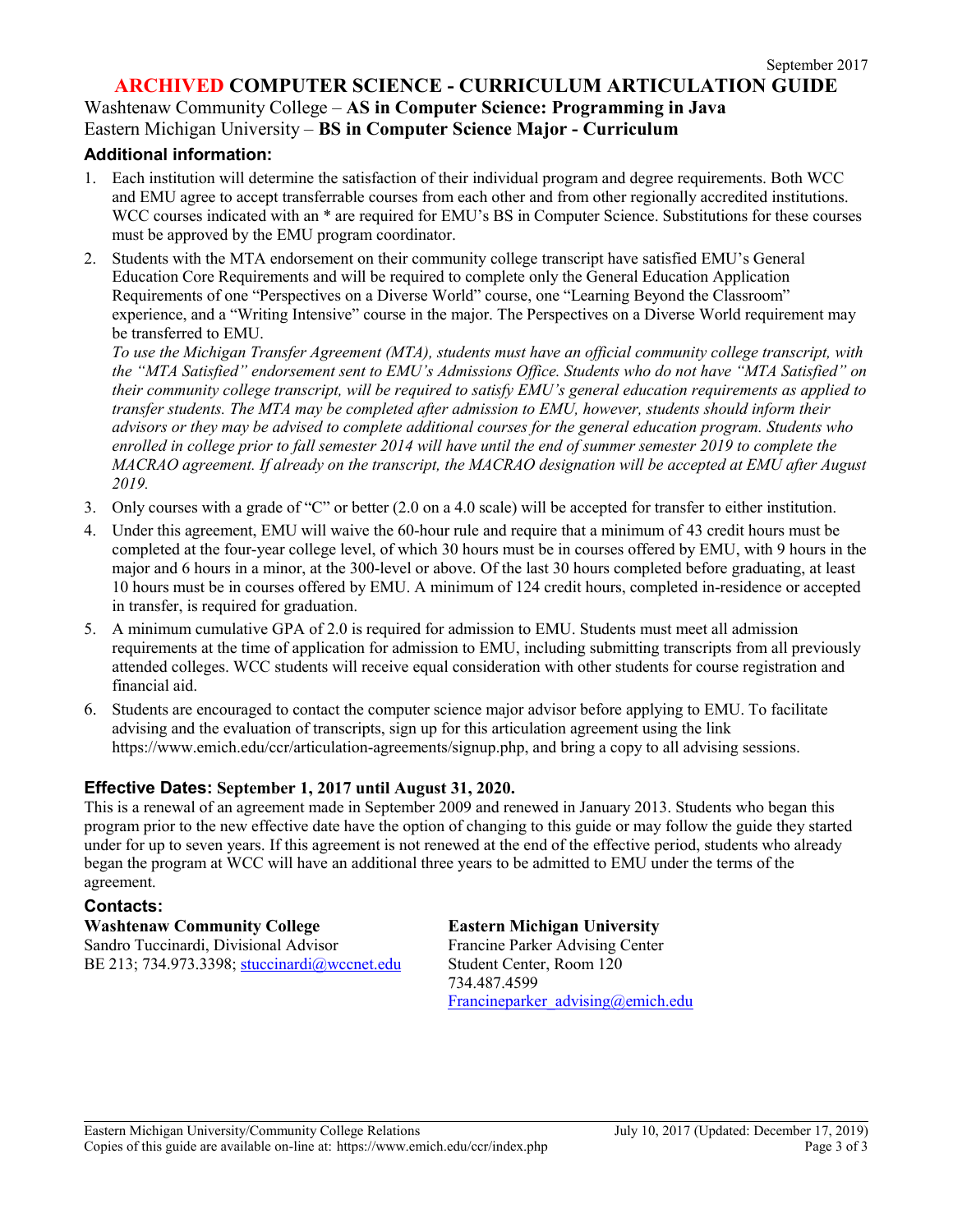September 2017

# ARCHIVED COMPUTER SCIENCE - CURRICULUM ARTICULATION GUIDE

Washtenaw Community College – **AS in Computer Science: Programming in Java**
Eastern Michigan University – **BS in Computer Science Major - Curriculum**

### Additional information:

1. Each institution will determine the satisfaction of their individual program and degree requirements. Both WCC and EMU agree to accept transferrable courses from each other and from other regionally accredited institutions. WCC courses indicated with an * are required for EMU's BS in Computer Science. Substitutions for these courses must be approved by the EMU program coordinator.
2. Students with the MTA endorsement on their community college transcript have satisfied EMU's General Education Core Requirements and will be required to complete only the General Education Application Requirements of one "Perspectives on a Diverse World" course, one "Learning Beyond the Classroom" experience, and a "Writing Intensive" course in the major. The Perspectives on a Diverse World requirement may be transferred to EMU.
   *To use the Michigan Transfer Agreement (MTA), students must have an official community college transcript, with the "MTA Satisfied" endorsement sent to EMU's Admissions Office. Students who do not have "MTA Satisfied" on their community college transcript, will be required to satisfy EMU's general education requirements as applied to transfer students. The MTA may be completed after admission to EMU, however, students should inform their advisors or they may be advised to complete additional courses for the general education program. Students who enrolled in college prior to fall semester 2014 will have until the end of summer semester 2019 to complete the MACRAO agreement. If already on the transcript, the MACRAO designation will be accepted at EMU after August 2019.*
3. Only courses with a grade of "C" or better (2.0 on a 4.0 scale) will be accepted for transfer to either institution.
4. Under this agreement, EMU will waive the 60-hour rule and require that a minimum of 43 credit hours must be completed at the four-year college level, of which 30 hours must be in courses offered by EMU, with 9 hours in the major and 6 hours in a minor, at the 300-level or above. Of the last 30 hours completed before graduating, at least 10 hours must be in courses offered by EMU. A minimum of 124 credit hours, completed in-residence or accepted in transfer, is required for graduation.
5. A minimum cumulative GPA of 2.0 is required for admission to EMU. Students must meet all admission requirements at the time of application for admission to EMU, including submitting transcripts from all previously attended colleges. WCC students will receive equal consideration with other students for course registration and financial aid.
6. Students are encouraged to contact the computer science major advisor before applying to EMU. To facilitate advising and the evaluation of transcripts, sign up for this articulation agreement using the link https://www.emich.edu/ccr/articulation-agreements/signup.php, and bring a copy to all advising sessions.

### Effective Dates: September 1, 2017 until August 31, 2020.

This is a renewal of an agreement made in September 2009 and renewed in January 2013. Students who began this program prior to the new effective date have the option of changing to this guide or may follow the guide they started under for up to seven years. If this agreement is not renewed at the end of the effective period, students who already began the program at WCC will have an additional three years to be admitted to EMU under the terms of the agreement.

### Contacts:

**Washtenaw Community College**
Sandro Tuccinardi, Divisional Advisor
BE 213; 734.973.3398; stuccinardi@wccnet.edu

**Eastern Michigan University**
Francine Parker Advising Center
Student Center, Room 120
734.487.4599
Francineparker_advising@emich.edu

Eastern Michigan University/Community College Relations
Copies of this guide are available on-line at: https://www.emich.edu/ccr/index.php

July 10, 2017 (Updated: December 17, 2019)